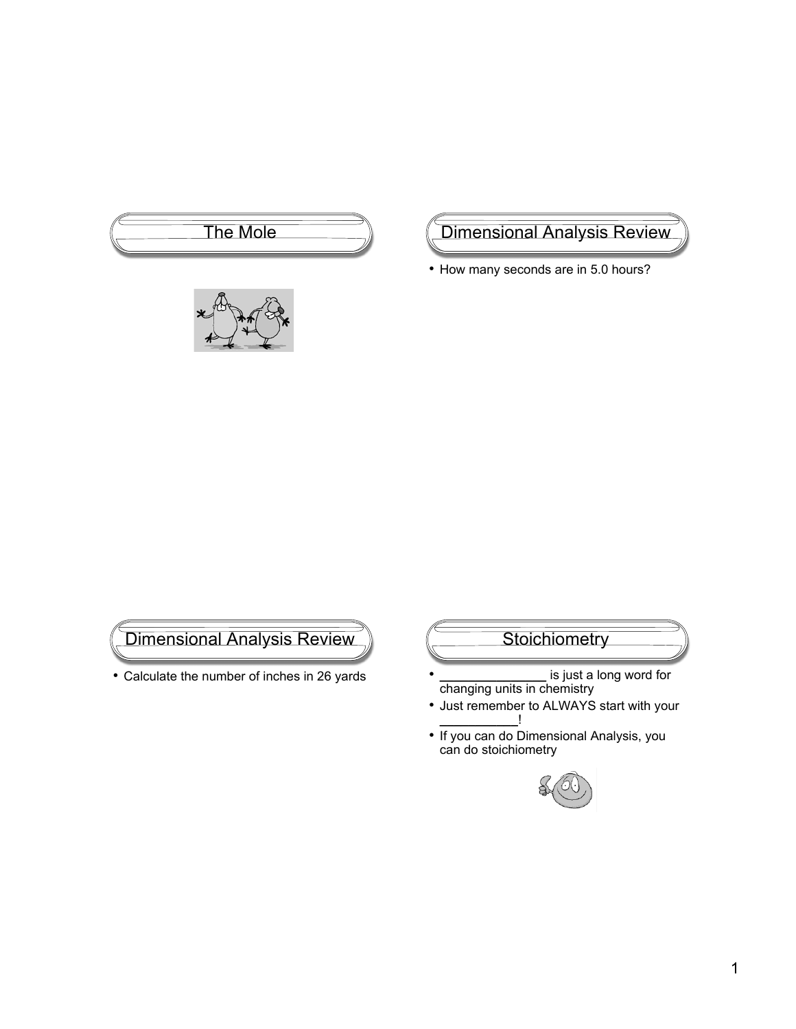## The Mole

## Dimensional Analysis Review

- How many seconds are in 5.0 hours?

## Dimensional Analysis Review

- Calculate the number of inches in 26 yards

## Stoichiometry

- _______________ is just a long word for changing units in chemistry
- Just remember to ALWAYS start with your ___________!
- If you can do Dimensional Analysis, you can do stoichiometry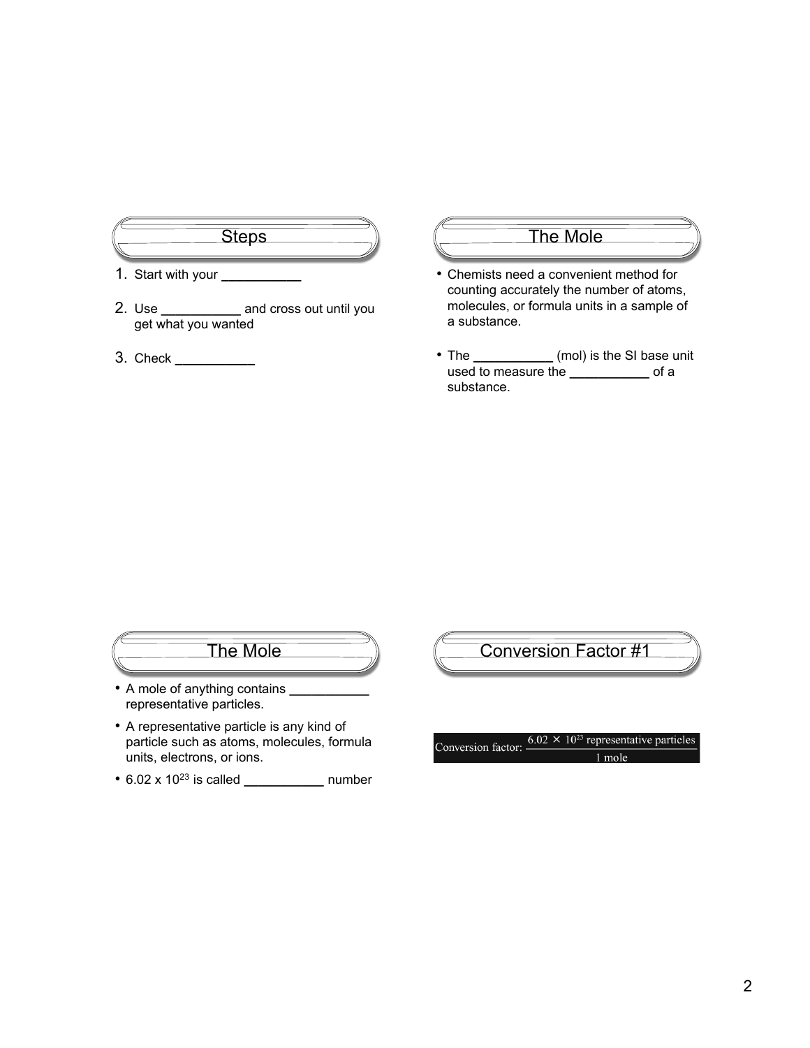## Steps

1. Start with your ___________
2. Use ___________ and cross out until you get what you wanted
3. Check ___________

## The Mole

- Chemists need a convenient method for counting accurately the number of atoms, molecules, or formula units in a sample of a substance.
- The ___________ (mol) is the SI base unit used to measure the ___________ of a substance.

## The Mole

- A mole of anything contains ___________ representative particles.
- A representative particle is any kind of particle such as atoms, molecules, formula units, electrons, or ions.
- $6.02 \times 10^{23}$ is called ___________ number

## Conversion Factor #1

$$\text{Conversion factor: } \frac{6.02 \times 10^{23} \text{ representative particles}}{1 \text{ mole}}$$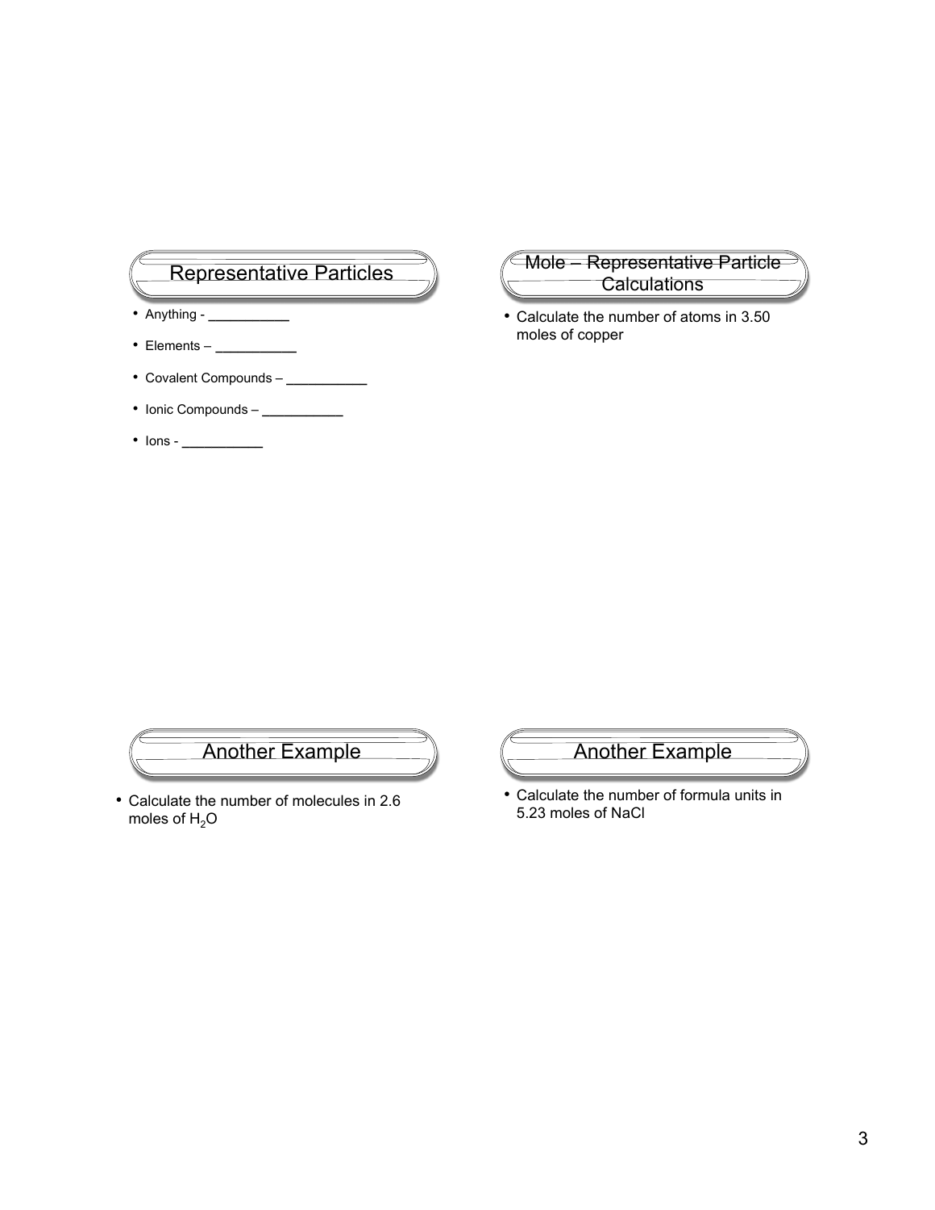## Representative Particles

- Anything - ___________
- Elements – ___________
- Covalent Compounds – ___________
- Ionic Compounds – ___________
- Ions - ___________

## Mole – Representative Particle Calculations

- Calculate the number of atoms in 3.50 moles of copper

## Another Example

- Calculate the number of molecules in 2.6 moles of $H_2O$

## Another Example

- Calculate the number of formula units in 5.23 moles of NaCl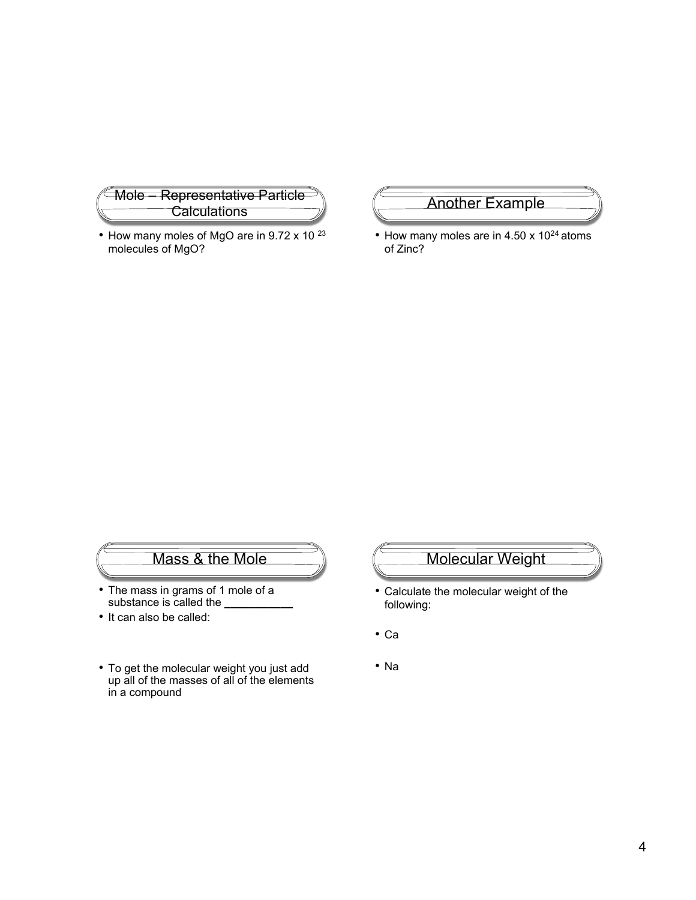## Mole – Representative Particle Calculations

- How many moles of MgO are in $9.72 \times 10^{23}$ molecules of MgO?

## Another Example

- How many moles are in $4.50 \times 10^{24}$ atoms of Zinc?

## Mass & the Mole

- The mass in grams of 1 mole of a substance is called the ___________
- It can also be called:
- To get the molecular weight you just add up all of the masses of all of the elements in a compound

## Molecular Weight

- Calculate the molecular weight of the following:
- Ca
- Na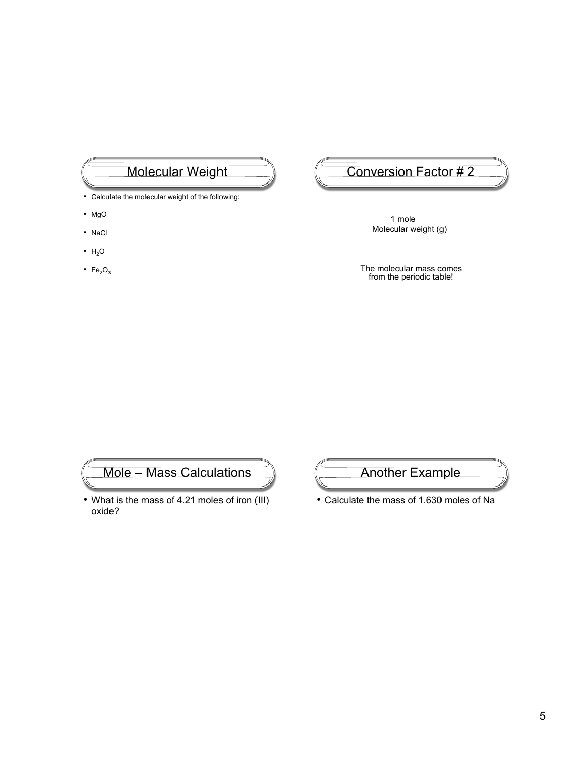## Molecular Weight

- Calculate the molecular weight of the following:
- MgO
- NaCl
- $H_2O$
- $Fe_2O_3$

## Conversion Factor # 2

$$\frac{\text{1 mole}}{\text{Molecular weight (g)}}$$

The molecular mass comes from the periodic table!

## Mole – Mass Calculations

- What is the mass of 4.21 moles of iron (III) oxide?

## Another Example

- Calculate the mass of 1.630 moles of Na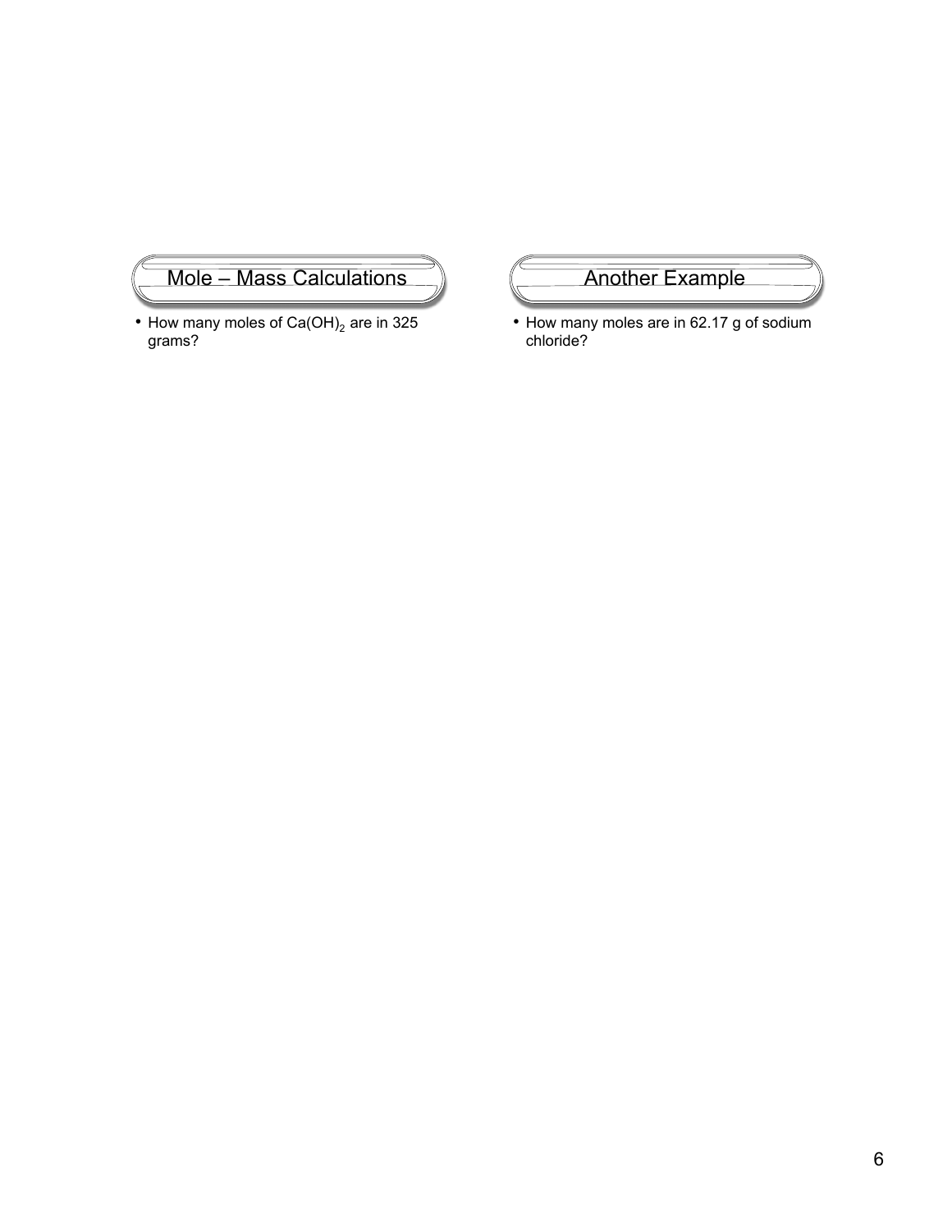## Mole – Mass Calculations

- How many moles of $Ca(OH)_2$ are in 325 grams?

## Another Example

- How many moles are in 62.17 g of sodium chloride?